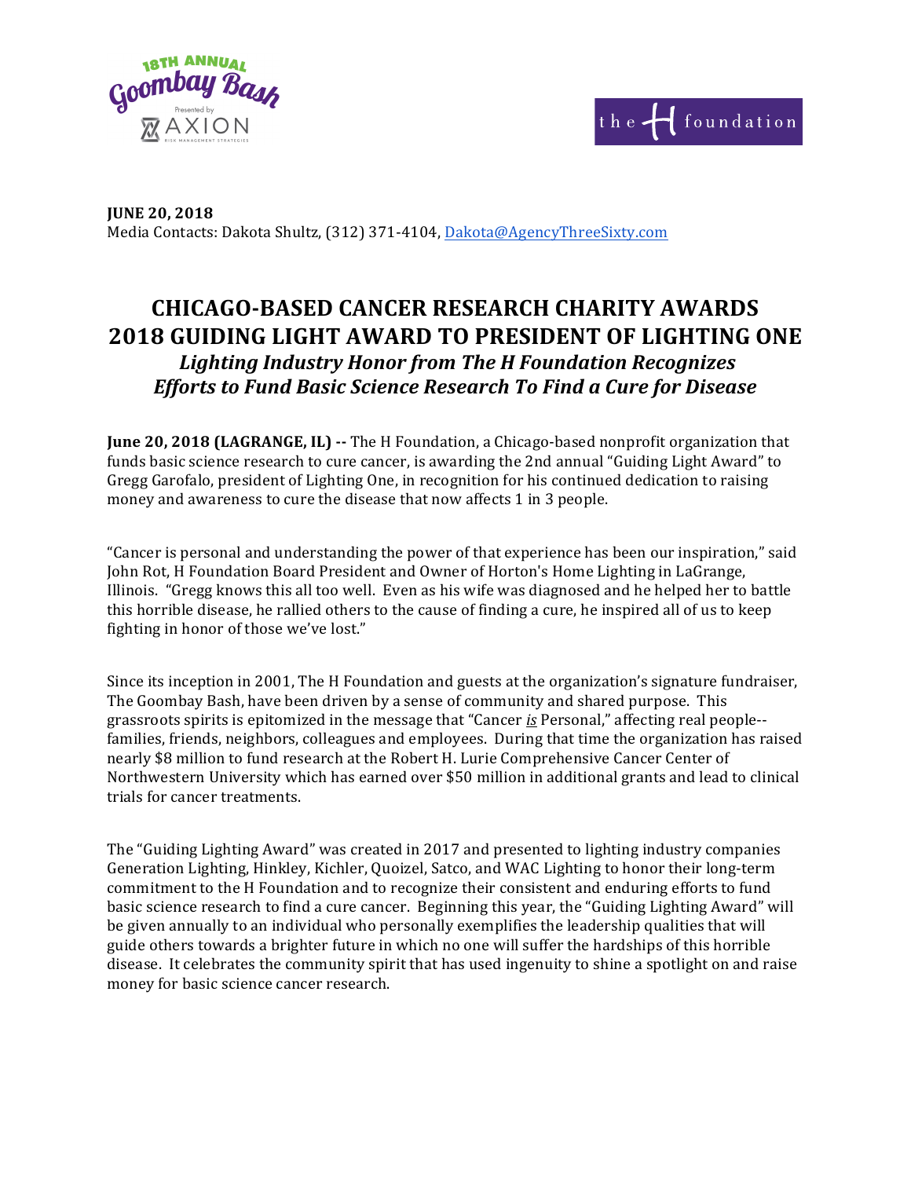18TH ANNUAL Goombay Bash Presented by AXION RISK MANAGEMENT STRATEGIES

the H foundation

**JUNE 20, 2018**
Media Contacts: Dakota Shultz, (312) 371-4104, Dakota@AgencyThreeSixty.com

# CHICAGO-BASED CANCER RESEARCH CHARITY AWARDS 2018 GUIDING LIGHT AWARD TO PRESIDENT OF LIGHTING ONE

## *Lighting Industry Honor from The H Foundation Recognizes Efforts to Fund Basic Science Research To Find a Cure for Disease*

**June 20, 2018 (LAGRANGE, IL) --** The H Foundation, a Chicago-based nonprofit organization that funds basic science research to cure cancer, is awarding the 2nd annual "Guiding Light Award" to Gregg Garofalo, president of Lighting One, in recognition for his continued dedication to raising money and awareness to cure the disease that now affects 1 in 3 people.

"Cancer is personal and understanding the power of that experience has been our inspiration," said John Rot, H Foundation Board President and Owner of Horton's Home Lighting in LaGrange, Illinois. "Gregg knows this all too well. Even as his wife was diagnosed and he helped her to battle this horrible disease, he rallied others to the cause of finding a cure, he inspired all of us to keep fighting in honor of those we've lost."

Since its inception in 2001, The H Foundation and guests at the organization's signature fundraiser, The Goombay Bash, have been driven by a sense of community and shared purpose. This grassroots spirits is epitomized in the message that "Cancer ***is*** Personal," affecting real people--families, friends, neighbors, colleagues and employees. During that time the organization has raised nearly $8 million to fund research at the Robert H. Lurie Comprehensive Cancer Center of Northwestern University which has earned over $50 million in additional grants and lead to clinical trials for cancer treatments.

The "Guiding Lighting Award" was created in 2017 and presented to lighting industry companies Generation Lighting, Hinkley, Kichler, Quoizel, Satco, and WAC Lighting to honor their long-term commitment to the H Foundation and to recognize their consistent and enduring efforts to fund basic science research to find a cure cancer. Beginning this year, the "Guiding Lighting Award" will be given annually to an individual who personally exemplifies the leadership qualities that will guide others towards a brighter future in which no one will suffer the hardships of this horrible disease. It celebrates the community spirit that has used ingenuity to shine a spotlight on and raise money for basic science cancer research.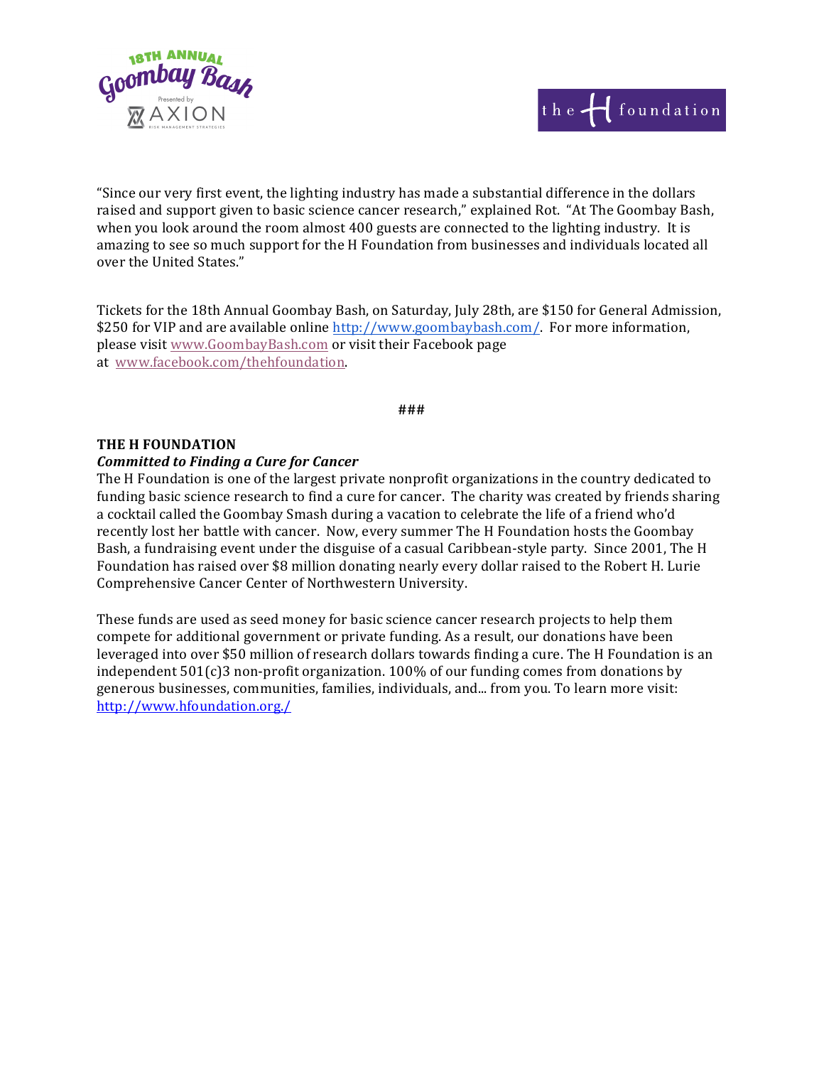"Since our very first event, the lighting industry has made a substantial difference in the dollars raised and support given to basic science cancer research," explained Rot. "At The Goombay Bash, when you look around the room almost 400 guests are connected to the lighting industry. It is amazing to see so much support for the H Foundation from businesses and individuals located all over the United States."

Tickets for the 18th Annual Goombay Bash, on Saturday, July 28th, are $150 for General Admission, $250 for VIP and are available online http://www.goombaybash.com/. For more information, please visit www.GoombayBash.com or visit their Facebook page at www.facebook.com/thehfoundation.

###

**THE H FOUNDATION**

***Committed to Finding a Cure for Cancer***

The H Foundation is one of the largest private nonprofit organizations in the country dedicated to funding basic science research to find a cure for cancer. The charity was created by friends sharing a cocktail called the Goombay Smash during a vacation to celebrate the life of a friend who'd recently lost her battle with cancer. Now, every summer The H Foundation hosts the Goombay Bash, a fundraising event under the disguise of a casual Caribbean-style party. Since 2001, The H Foundation has raised over $8 million donating nearly every dollar raised to the Robert H. Lurie Comprehensive Cancer Center of Northwestern University.

These funds are used as seed money for basic science cancer research projects to help them compete for additional government or private funding. As a result, our donations have been leveraged into over $50 million of research dollars towards finding a cure. The H Foundation is an independent 501(c)3 non-profit organization. 100% of our funding comes from donations by generous businesses, communities, families, individuals, and... from you. To learn more visit: http://www.hfoundation.org./